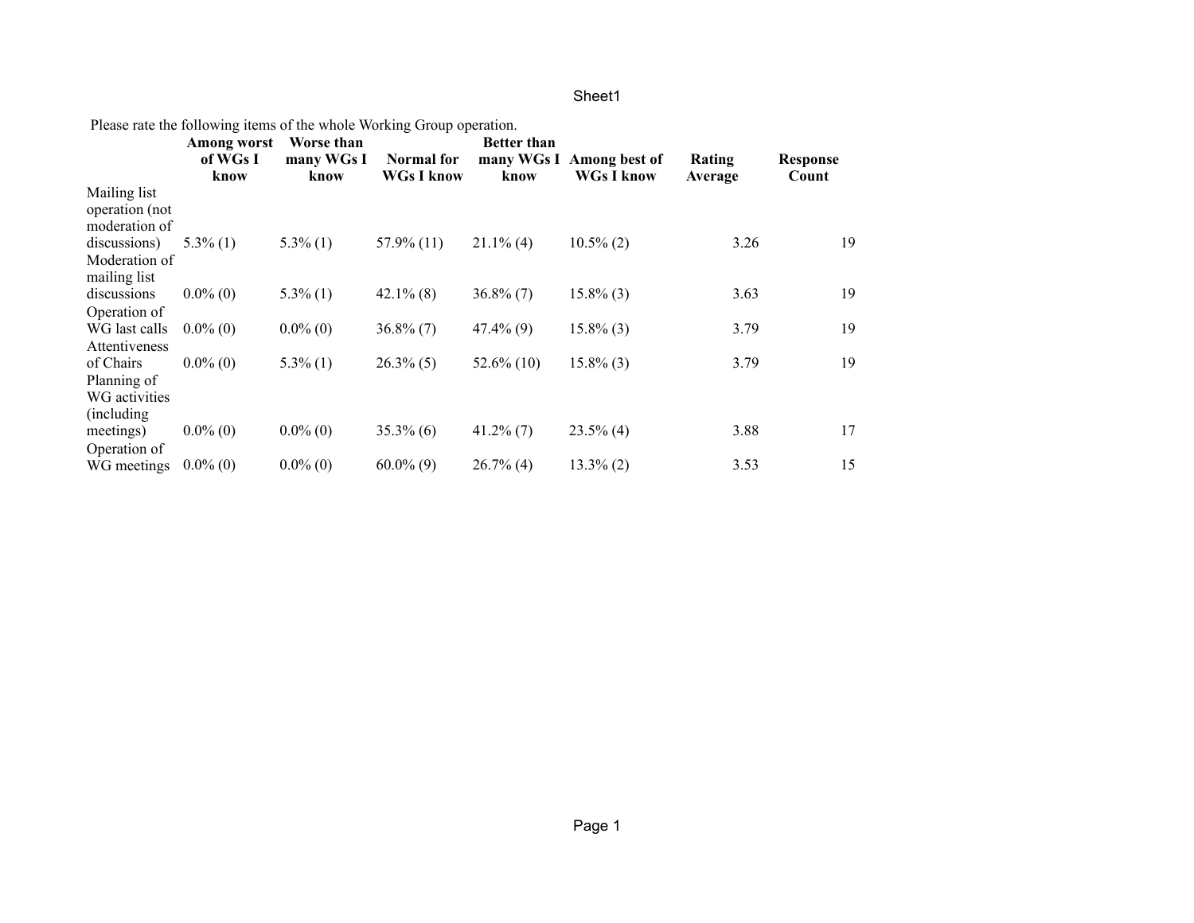Please rate the following items of the whole Working Group operation.

| | Among worst of WGs I know | Worse than many WGs I know | Normal for WGs I know | Better than many WGs I know | Among best of WGs I know | Rating Average | Response Count |
|---|---|---|---|---|---|---|---|
| Mailing list operation (not moderation of discussions) | 5.3% (1) | 5.3% (1) | 57.9% (11) | 21.1% (4) | 10.5% (2) | 3.26 | 19 |
| Moderation of mailing list discussions | 0.0% (0) | 5.3% (1) | 42.1% (8) | 36.8% (7) | 15.8% (3) | 3.63 | 19 |
| Operation of WG last calls | 0.0% (0) | 0.0% (0) | 36.8% (7) | 47.4% (9) | 15.8% (3) | 3.79 | 19 |
| Attentiveness of Chairs | 0.0% (0) | 5.3% (1) | 26.3% (5) | 52.6% (10) | 15.8% (3) | 3.79 | 19 |
| Planning of WG activities (including meetings) | 0.0% (0) | 0.0% (0) | 35.3% (6) | 41.2% (7) | 23.5% (4) | 3.88 | 17 |
| Operation of WG meetings | 0.0% (0) | 0.0% (0) | 60.0% (9) | 26.7% (4) | 13.3% (2) | 3.53 | 15 |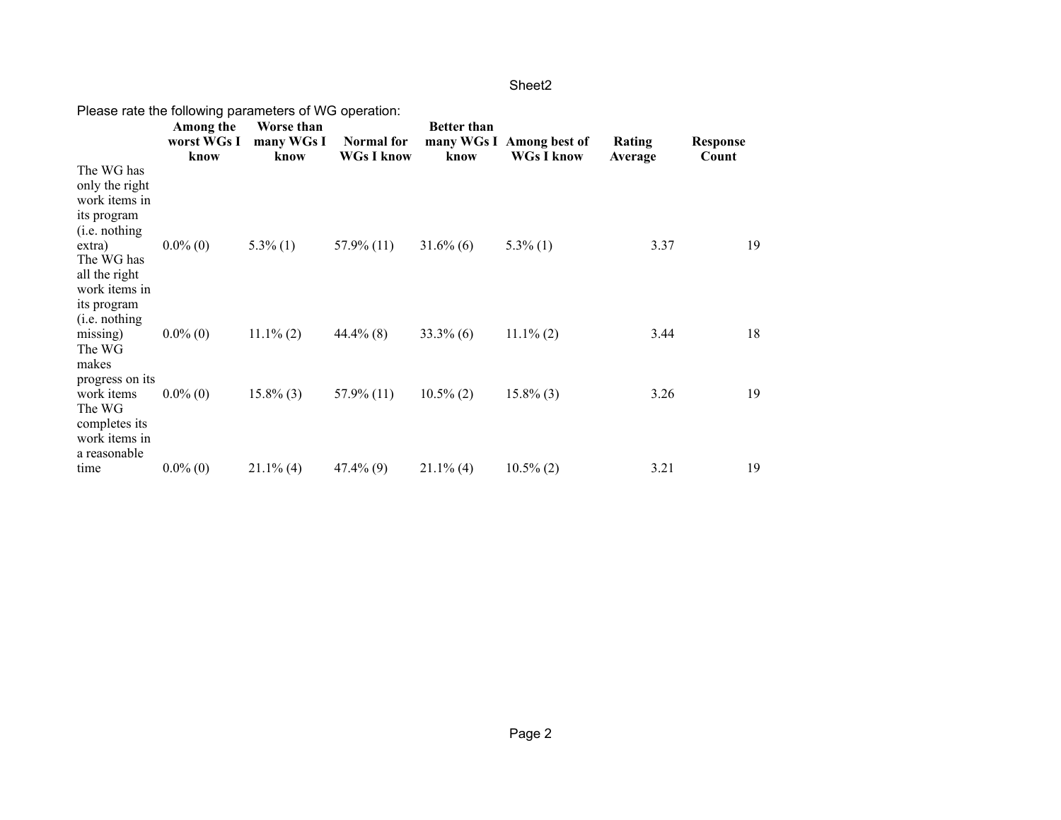Please rate the following parameters of WG operation:

| | Among the worst WGs I know | Worse than many WGs I know | Normal for WGs I know | Better than many WGs I know | Among best of WGs I know | Rating Average | Response Count |
|---|---|---|---|---|---|---|---|
| The WG has only the right work items in its program (i.e. nothing extra) | 0.0% (0) | 5.3% (1) | 57.9% (11) | 31.6% (6) | 5.3% (1) | 3.37 | 19 |
| The WG has all the right work items in its program (i.e. nothing missing) | 0.0% (0) | 11.1% (2) | 44.4% (8) | 33.3% (6) | 11.1% (2) | 3.44 | 18 |
| The WG makes progress on its work items | 0.0% (0) | 15.8% (3) | 57.9% (11) | 10.5% (2) | 15.8% (3) | 3.26 | 19 |
| The WG completes its work items in a reasonable time | 0.0% (0) | 21.1% (4) | 47.4% (9) | 21.1% (4) | 10.5% (2) | 3.21 | 19 |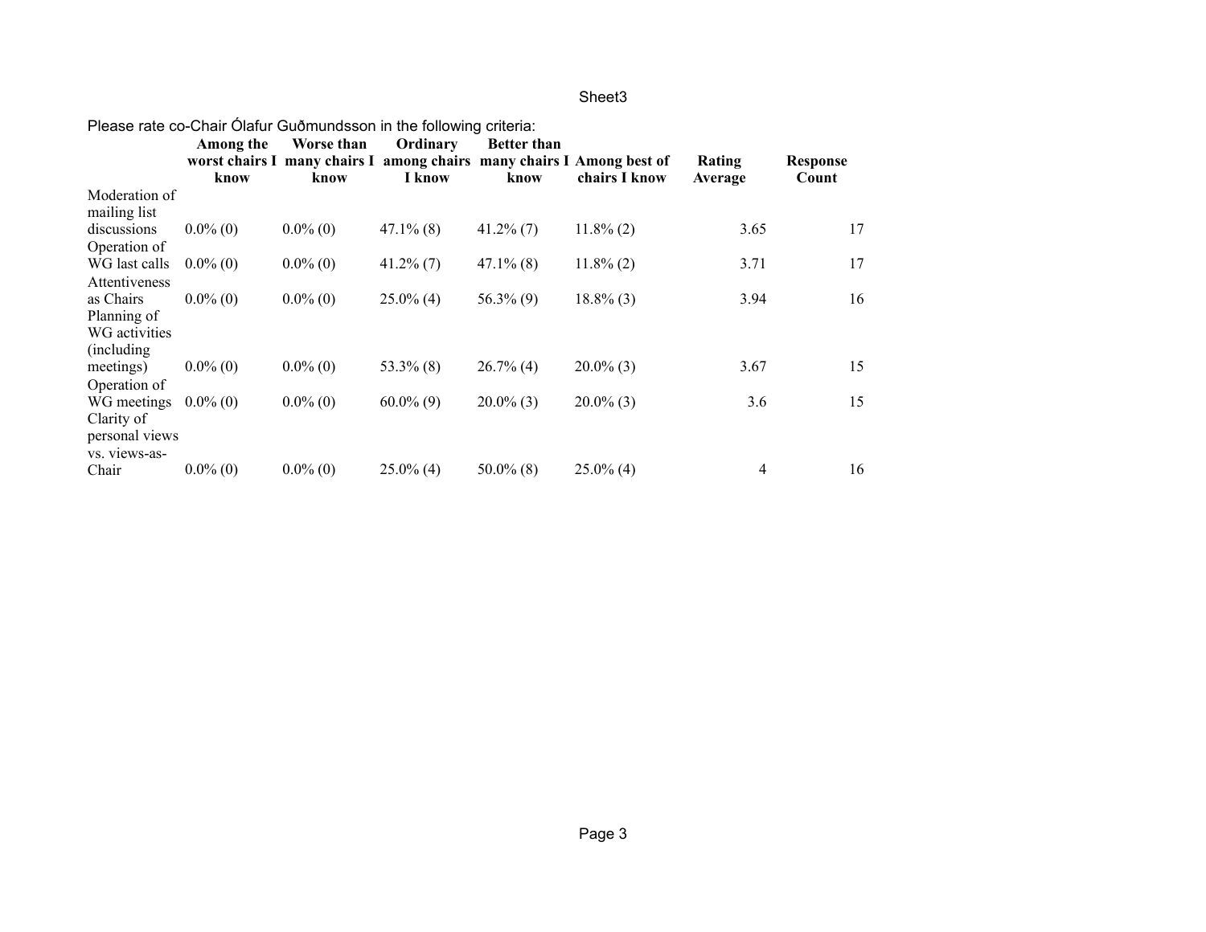Please rate co-Chair Ólafur Guðmundsson in the following criteria:

| | Among the worst chairs I know | Worse than many chairs I know | Ordinary among chairs I know | Better than many chairs I know | Among best of chairs I know | Rating Average | Response Count |
|---|---|---|---|---|---|---|---|
| Moderation of mailing list discussions | 0.0% (0) | 0.0% (0) | 47.1% (8) | 41.2% (7) | 11.8% (2) | 3.65 | 17 |
| Operation of WG last calls | 0.0% (0) | 0.0% (0) | 41.2% (7) | 47.1% (8) | 11.8% (2) | 3.71 | 17 |
| Attentiveness as Chairs | 0.0% (0) | 0.0% (0) | 25.0% (4) | 56.3% (9) | 18.8% (3) | 3.94 | 16 |
| Planning of WG activities (including meetings) | 0.0% (0) | 0.0% (0) | 53.3% (8) | 26.7% (4) | 20.0% (3) | 3.67 | 15 |
| Operation of WG meetings | 0.0% (0) | 0.0% (0) | 60.0% (9) | 20.0% (3) | 20.0% (3) | 3.6 | 15 |
| Clarity of personal views vs. views-as-Chair | 0.0% (0) | 0.0% (0) | 25.0% (4) | 50.0% (8) | 25.0% (4) | 4 | 16 |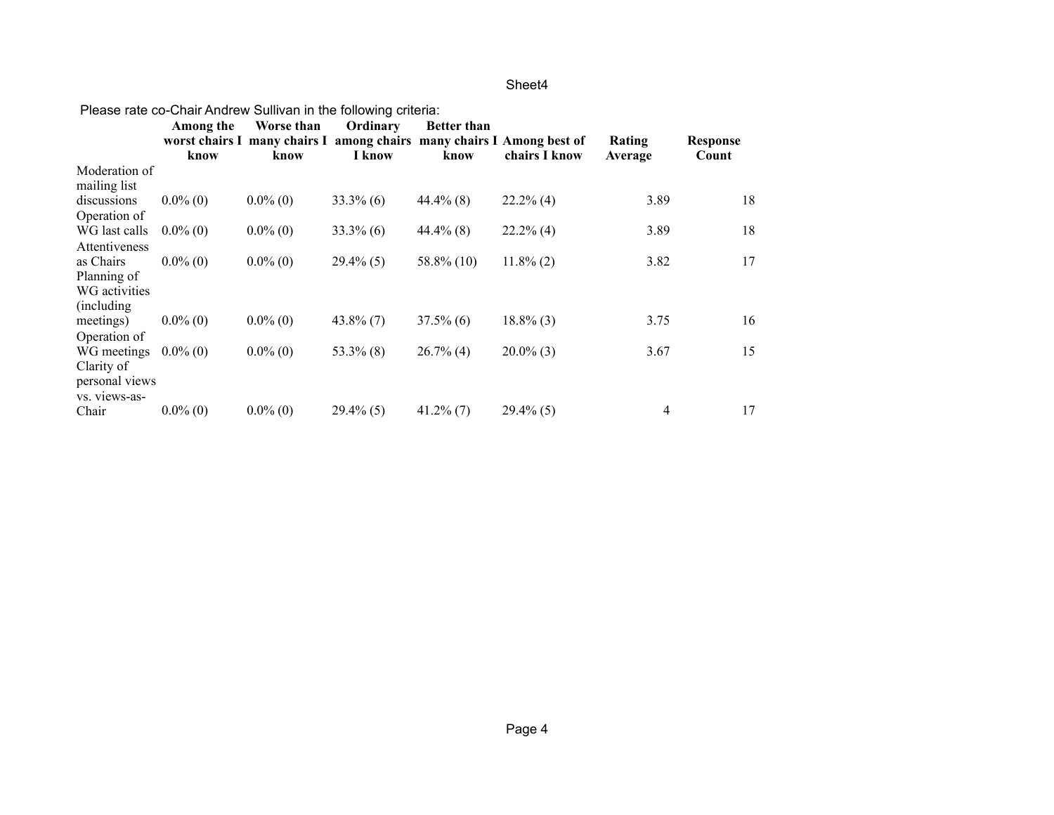Please rate co-Chair Andrew Sullivan in the following criteria:

| | Among the worst chairs I know | Worse than many chairs I know | Ordinary among chairs I know | Better than many chairs I know | Among best of chairs I know | Rating Average | Response Count |
|---|---|---|---|---|---|---|---|
| Moderation of mailing list discussions | 0.0% (0) | 0.0% (0) | 33.3% (6) | 44.4% (8) | 22.2% (4) | 3.89 | 18 |
| Operation of WG last calls | 0.0% (0) | 0.0% (0) | 33.3% (6) | 44.4% (8) | 22.2% (4) | 3.89 | 18 |
| Attentiveness as Chairs | 0.0% (0) | 0.0% (0) | 29.4% (5) | 58.8% (10) | 11.8% (2) | 3.82 | 17 |
| Planning of WG activities (including meetings) | 0.0% (0) | 0.0% (0) | 43.8% (7) | 37.5% (6) | 18.8% (3) | 3.75 | 16 |
| Operation of WG meetings | 0.0% (0) | 0.0% (0) | 53.3% (8) | 26.7% (4) | 20.0% (3) | 3.67 | 15 |
| Clarity of personal views vs. views-as-Chair | 0.0% (0) | 0.0% (0) | 29.4% (5) | 41.2% (7) | 29.4% (5) | 4 | 17 |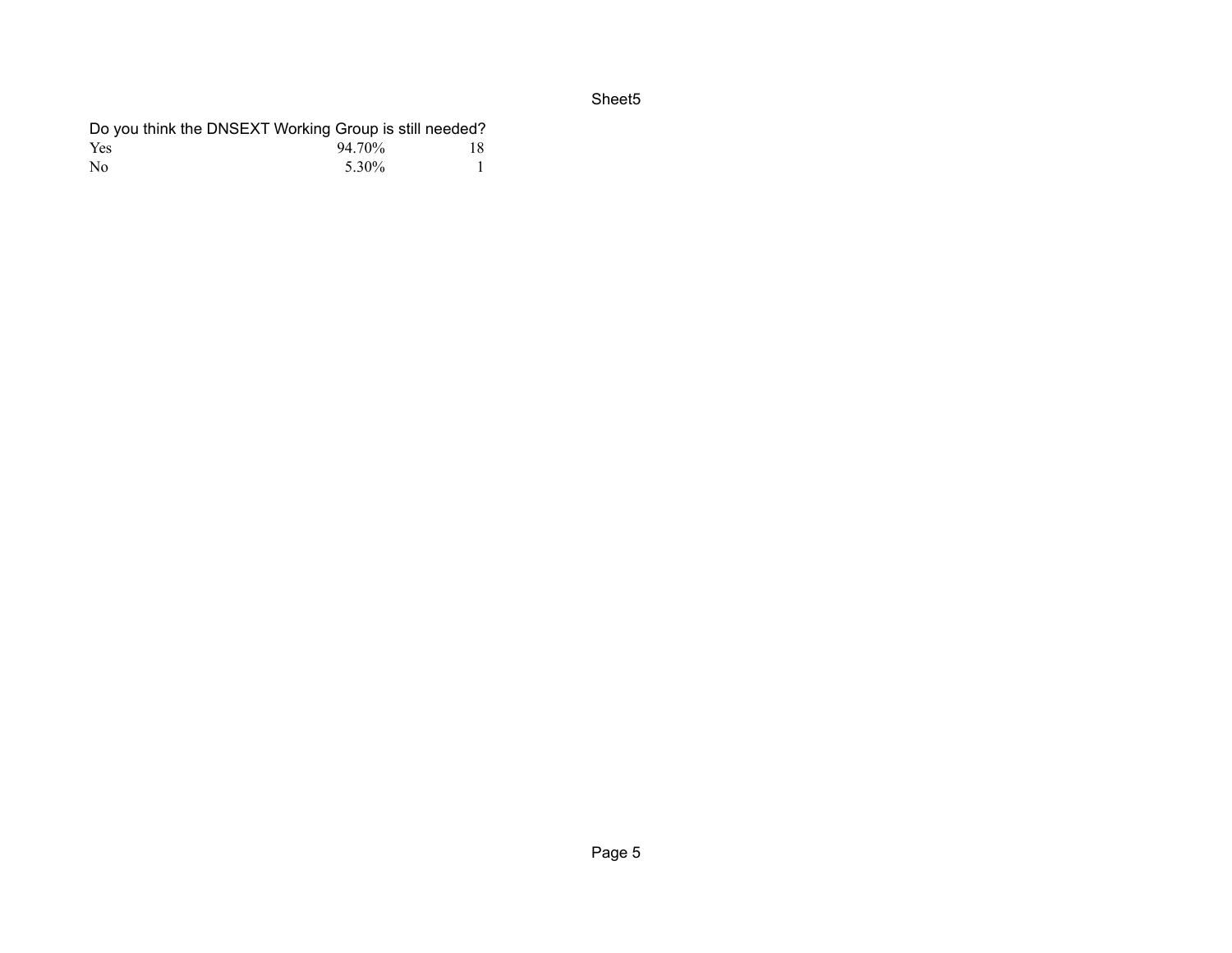Do you think the DNSEXT Working Group is still needed?

| | | |
|---|---|---|
| Yes | 94.70% | 18 |
| No | 5.30% | 1 |